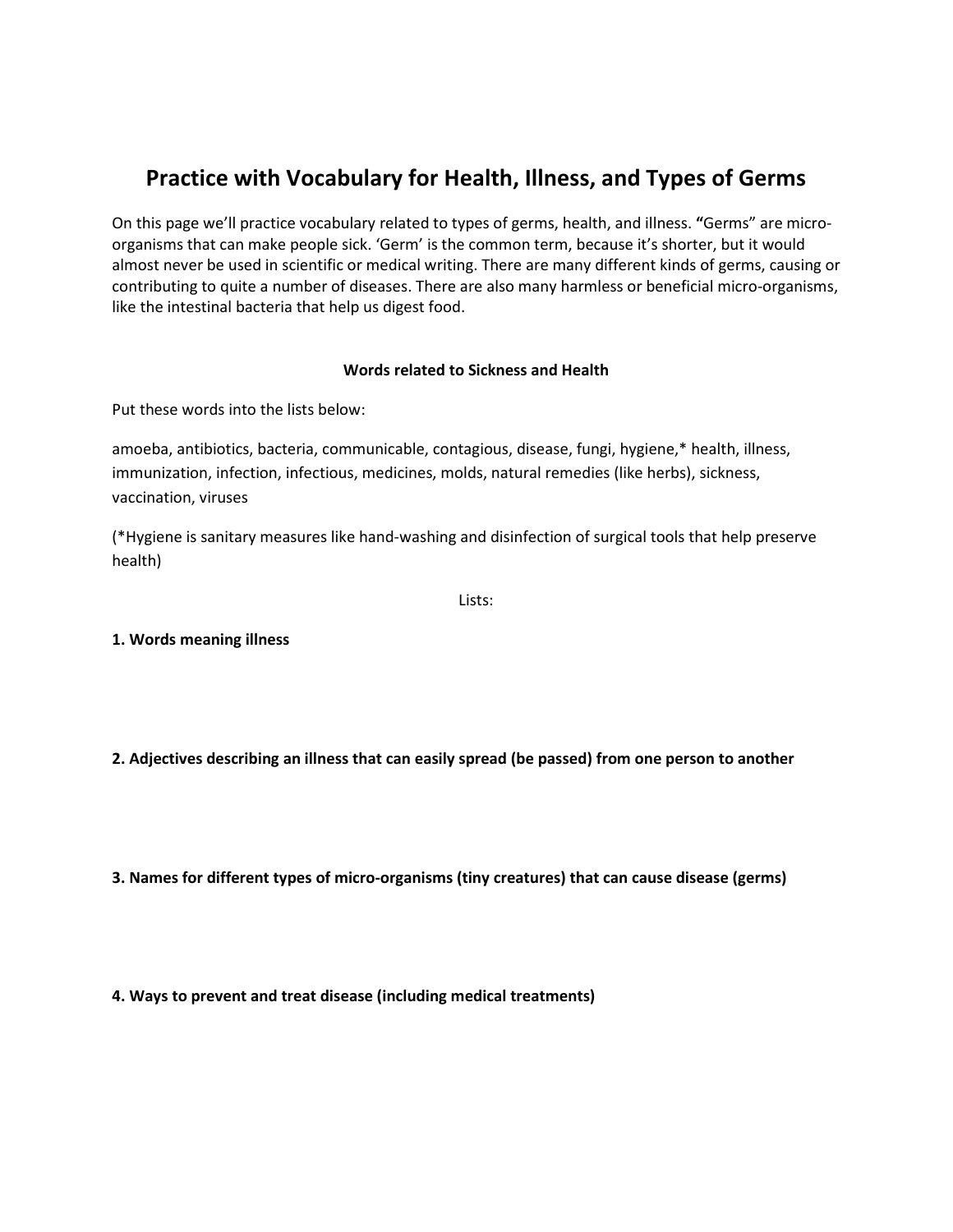# Practice with Vocabulary for Health, Illness, and Types of Germs

On this page we'll practice vocabulary related to types of germs, health, and illness. **"**Germs" are micro-organisms that can make people sick. 'Germ' is the common term, because it's shorter, but it would almost never be used in scientific or medical writing. There are many different kinds of germs, causing or contributing to quite a number of diseases. There are also many harmless or beneficial micro-organisms, like the intestinal bacteria that help us digest food.

**Words related to Sickness and Health**

Put these words into the lists below:

amoeba, antibiotics, bacteria, communicable, contagious, disease, fungi, hygiene,* health, illness, immunization, infection, infectious, medicines, molds, natural remedies (like herbs), sickness, vaccination, viruses

(*Hygiene is sanitary measures like hand-washing and disinfection of surgical tools that help preserve health)

Lists:

**1. Words meaning illness**

**2. Adjectives describing an illness that can easily spread (be passed) from one person to another**

**3. Names for different types of micro-organisms (tiny creatures) that can cause disease (germs)**

**4. Ways to prevent and treat disease (including medical treatments)**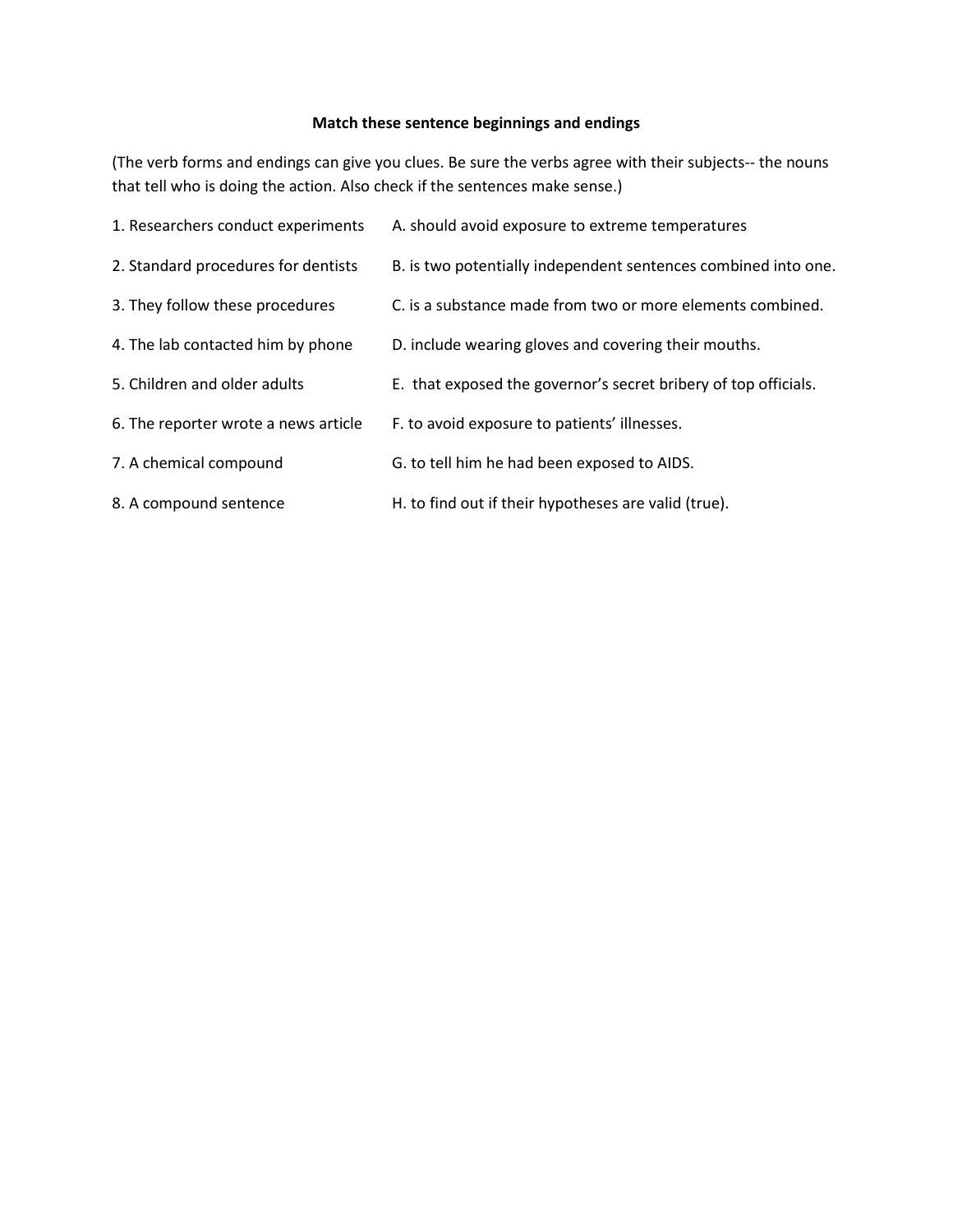**Match these sentence beginnings and endings**

(The verb forms and endings can give you clues. Be sure the verbs agree with their subjects-- the nouns that tell who is doing the action. Also check if the sentences make sense.)

| | |
|---|---|
| 1. Researchers conduct experiments | A. should avoid exposure to extreme temperatures |
| 2. Standard procedures for dentists | B. is two potentially independent sentences combined into one. |
| 3. They follow these procedures | C. is a substance made from two or more elements combined. |
| 4. The lab contacted him by phone | D. include wearing gloves and covering their mouths. |
| 5. Children and older adults | E. that exposed the governor's secret bribery of top officials. |
| 6. The reporter wrote a news article | F. to avoid exposure to patients' illnesses. |
| 7. A chemical compound | G. to tell him he had been exposed to AIDS. |
| 8. A compound sentence | H. to find out if their hypotheses are valid (true). |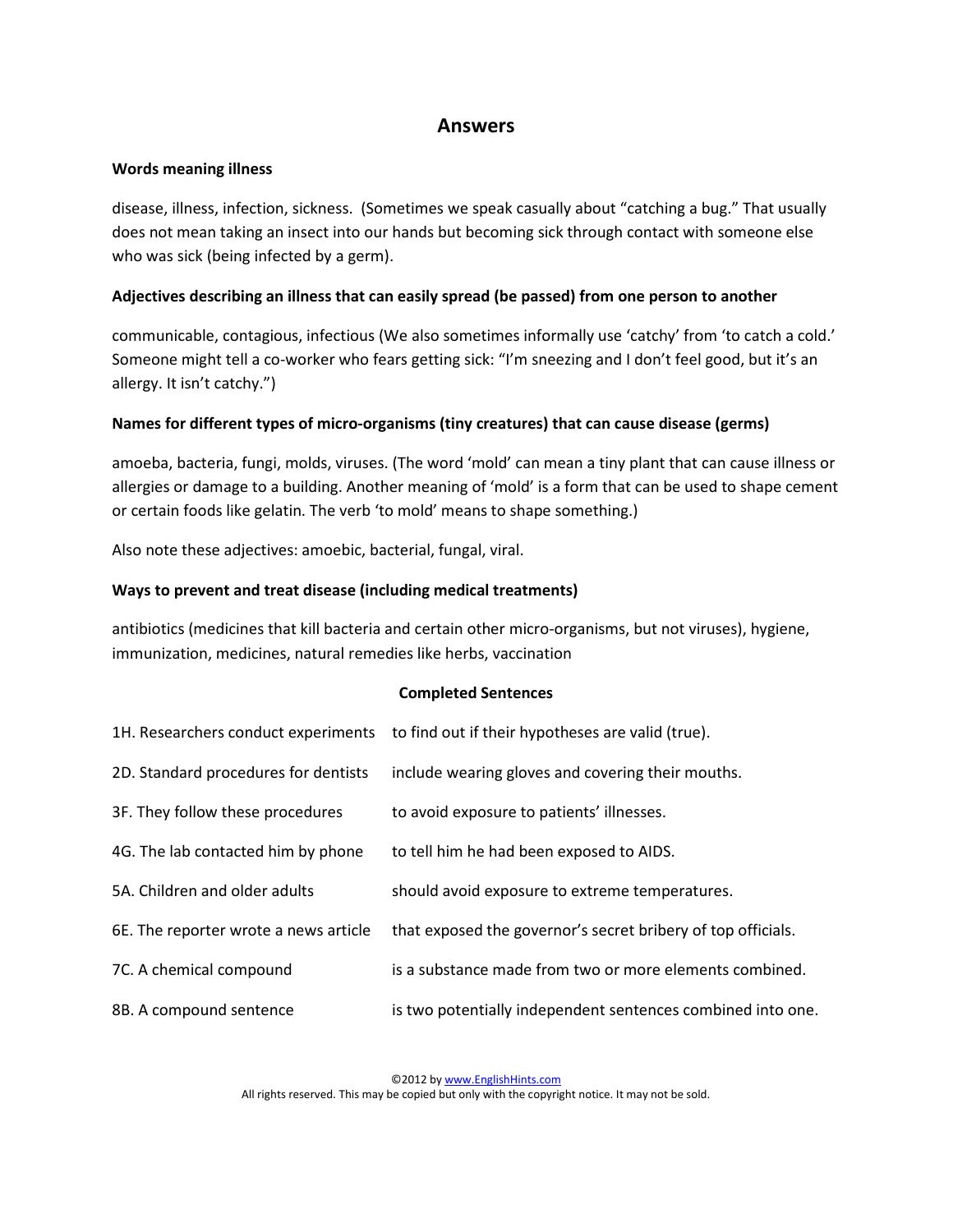# Answers

**Words meaning illness**

disease, illness, infection, sickness. (Sometimes we speak casually about "catching a bug." That usually does not mean taking an insect into our hands but becoming sick through contact with someone else who was sick (being infected by a germ).

**Adjectives describing an illness that can easily spread (be passed) from one person to another**

communicable, contagious, infectious (We also sometimes informally use 'catchy' from 'to catch a cold.' Someone might tell a co-worker who fears getting sick: "I'm sneezing and I don't feel good, but it's an allergy. It isn't catchy.")

**Names for different types of micro-organisms (tiny creatures) that can cause disease (germs)**

amoeba, bacteria, fungi, molds, viruses. (The word 'mold' can mean a tiny plant that can cause illness or allergies or damage to a building. Another meaning of 'mold' is a form that can be used to shape cement or certain foods like gelatin. The verb 'to mold' means to shape something.)

Also note these adjectives: amoebic, bacterial, fungal, viral.

**Ways to prevent and treat disease (including medical treatments)**

antibiotics (medicines that kill bacteria and certain other micro-organisms, but not viruses), hygiene, immunization, medicines, natural remedies like herbs, vaccination

**Completed Sentences**

| | |
|---|---|
| 1H. Researchers conduct experiments | to find out if their hypotheses are valid (true). |
| 2D. Standard procedures for dentists | include wearing gloves and covering their mouths. |
| 3F. They follow these procedures | to avoid exposure to patients' illnesses. |
| 4G. The lab contacted him by phone | to tell him he had been exposed to AIDS. |
| 5A. Children and older adults | should avoid exposure to extreme temperatures. |
| 6E. The reporter wrote a news article | that exposed the governor's secret bribery of top officials. |
| 7C. A chemical compound | is a substance made from two or more elements combined. |
| 8B. A compound sentence | is two potentially independent sentences combined into one. |

©2012 by www.EnglishHints.com
All rights reserved. This may be copied but only with the copyright notice. It may not be sold.